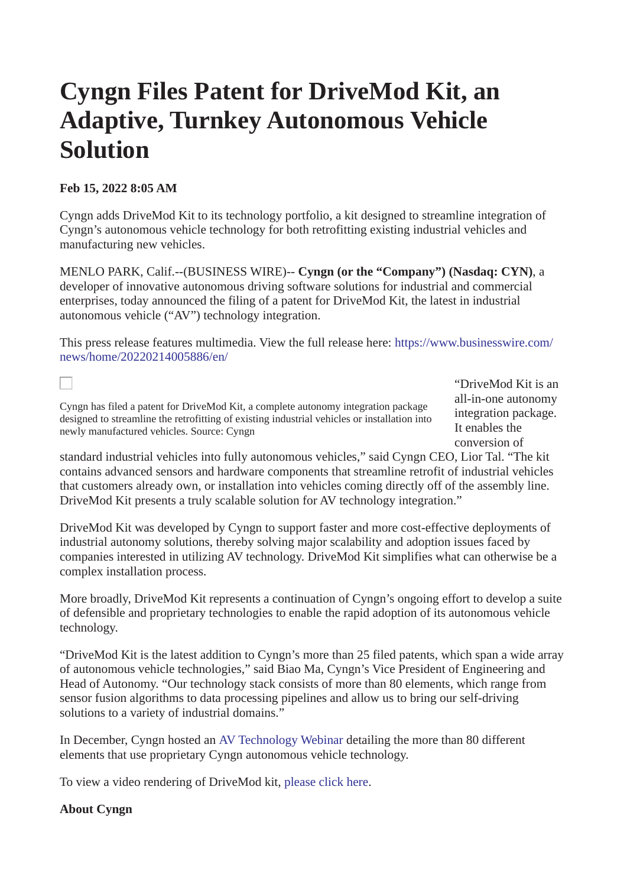# Cyngn Files Patent for DriveMod Kit, an Adaptive, Turnkey Autonomous Vehicle Solution

**Feb 15, 2022 8:05 AM**

Cyngn adds DriveMod Kit to its technology portfolio, a kit designed to streamline integration of Cyngn's autonomous vehicle technology for both retrofitting existing industrial vehicles and manufacturing new vehicles.

MENLO PARK, Calif.--(BUSINESS WIRE)-- **Cyngn (or the "Company") (Nasdaq: CYN)**, a developer of innovative autonomous driving software solutions for industrial and commercial enterprises, today announced the filing of a patent for DriveMod Kit, the latest in industrial autonomous vehicle ("AV") technology integration.

This press release features multimedia. View the full release here: https://www.businesswire.com/news/home/20220214005886/en/

Cyngn has filed a patent for DriveMod Kit, a complete autonomy integration package designed to streamline the retrofitting of existing industrial vehicles or installation into newly manufactured vehicles. Source: Cyngn

"DriveMod Kit is an all-in-one autonomy integration package. It enables the conversion of standard industrial vehicles into fully autonomous vehicles," said Cyngn CEO, Lior Tal. "The kit contains advanced sensors and hardware components that streamline retrofit of industrial vehicles that customers already own, or installation into vehicles coming directly off of the assembly line. DriveMod Kit presents a truly scalable solution for AV technology integration."

DriveMod Kit was developed by Cyngn to support faster and more cost-effective deployments of industrial autonomy solutions, thereby solving major scalability and adoption issues faced by companies interested in utilizing AV technology. DriveMod Kit simplifies what can otherwise be a complex installation process.

More broadly, DriveMod Kit represents a continuation of Cyngn's ongoing effort to develop a suite of defensible and proprietary technologies to enable the rapid adoption of its autonomous vehicle technology.

"DriveMod Kit is the latest addition to Cyngn's more than 25 filed patents, which span a wide array of autonomous vehicle technologies," said Biao Ma, Cyngn's Vice President of Engineering and Head of Autonomy. "Our technology stack consists of more than 80 elements, which range from sensor fusion algorithms to data processing pipelines and allow us to bring our self-driving solutions to a variety of industrial domains."

In December, Cyngn hosted an AV Technology Webinar detailing the more than 80 different elements that use proprietary Cyngn autonomous vehicle technology.

To view a video rendering of DriveMod kit, please click here.

**About Cyngn**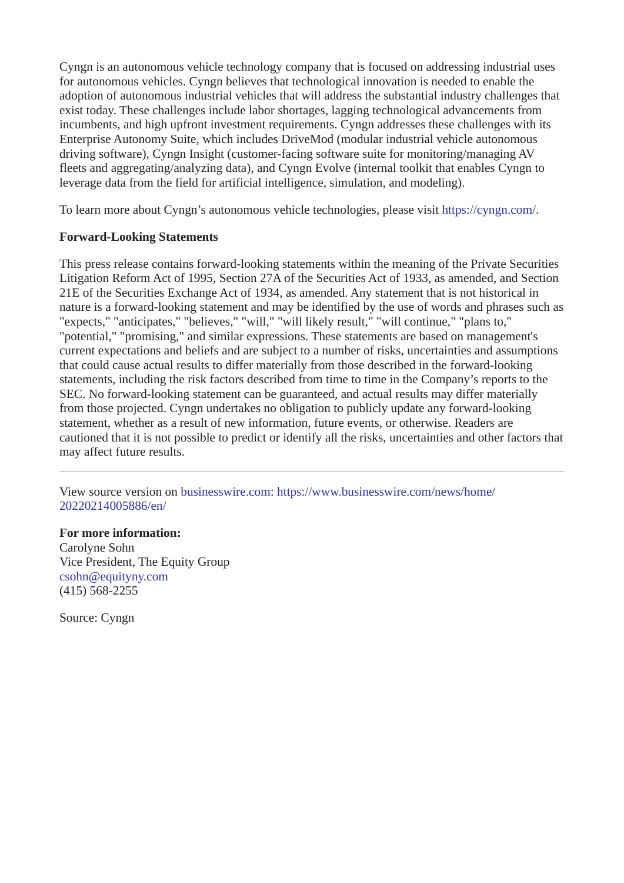Cyngn is an autonomous vehicle technology company that is focused on addressing industrial uses for autonomous vehicles. Cyngn believes that technological innovation is needed to enable the adoption of autonomous industrial vehicles that will address the substantial industry challenges that exist today. These challenges include labor shortages, lagging technological advancements from incumbents, and high upfront investment requirements. Cyngn addresses these challenges with its Enterprise Autonomy Suite, which includes DriveMod (modular industrial vehicle autonomous driving software), Cyngn Insight (customer-facing software suite for monitoring/managing AV fleets and aggregating/analyzing data), and Cyngn Evolve (internal toolkit that enables Cyngn to leverage data from the field for artificial intelligence, simulation, and modeling).

To learn more about Cyngn's autonomous vehicle technologies, please visit https://cyngn.com/.

**Forward-Looking Statements**

This press release contains forward-looking statements within the meaning of the Private Securities Litigation Reform Act of 1995, Section 27A of the Securities Act of 1933, as amended, and Section 21E of the Securities Exchange Act of 1934, as amended. Any statement that is not historical in nature is a forward-looking statement and may be identified by the use of words and phrases such as "expects," "anticipates," "believes," "will," "will likely result," "will continue," "plans to," "potential," "promising," and similar expressions. These statements are based on management's current expectations and beliefs and are subject to a number of risks, uncertainties and assumptions that could cause actual results to differ materially from those described in the forward-looking statements, including the risk factors described from time to time in the Company's reports to the SEC. No forward-looking statement can be guaranteed, and actual results may differ materially from those projected. Cyngn undertakes no obligation to publicly update any forward-looking statement, whether as a result of new information, future events, or otherwise. Readers are cautioned that it is not possible to predict or identify all the risks, uncertainties and other factors that may affect future results.

---

View source version on businesswire.com: https://www.businesswire.com/news/home/20220214005886/en/

**For more information:**
Carolyne Sohn
Vice President, The Equity Group
csohn@equityny.com
(415) 568-2255

Source: Cyngn